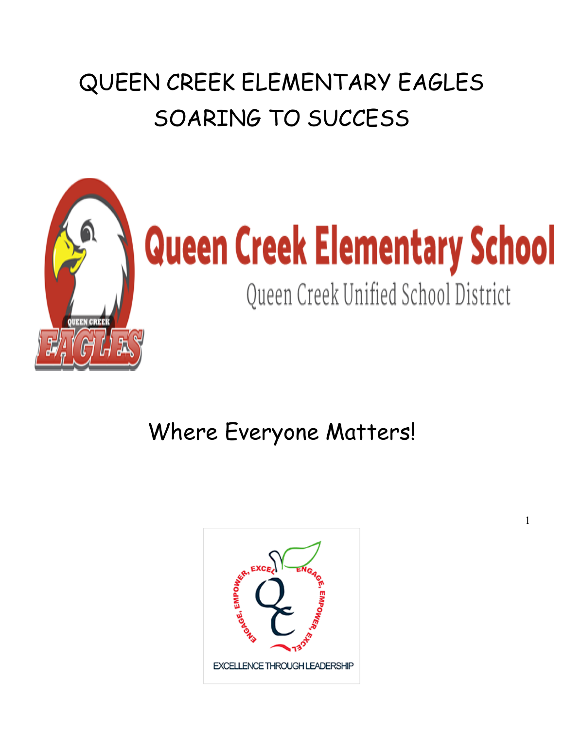# QUEEN CREEK ELEMENTARY EAGLES
# SOARING TO SUCCESS

Queen Creek Elementary School

Queen Creek Unified School District

## Where Everyone Matters!

EXCELLENCE THROUGH LEADERSHIP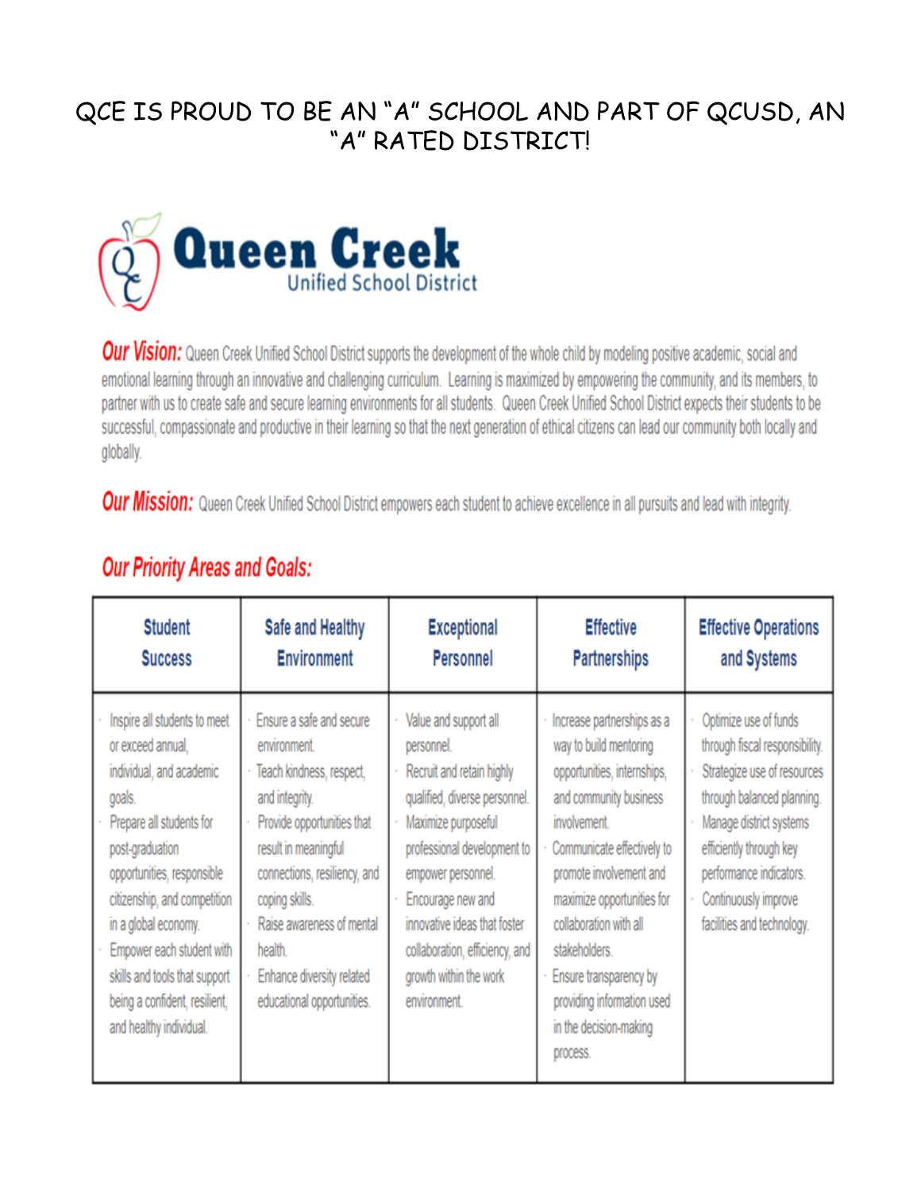# QCE IS PROUD TO BE AN "A" SCHOOL AND PART OF QCUSD, AN "A" RATED DISTRICT!

**Queen Creek**
Unified School District

**Our Vision:** Queen Creek Unified School District supports the development of the whole child by modeling positive academic, social and emotional learning through an innovative and challenging curriculum. Learning is maximized by empowering the community, and its members, to partner with us to create safe and secure learning environments for all students. Queen Creek Unified School District expects their students to be successful, compassionate and productive in their learning so that the next generation of ethical citizens can lead our community both locally and globally.

**Our Mission:** Queen Creek Unified School District empowers each student to achieve excellence in all pursuits and lead with integrity.

## Our Priority Areas and Goals:

| Student Success | Safe and Healthy Environment | Exceptional Personnel | Effective Partnerships | Effective Operations and Systems |
|---|---|---|---|---|
| · Inspire all students to meet or exceed annual, individual, and academic goals.<br>· Prepare all students for post-graduation opportunities, responsible citizenship, and competition in a global economy.<br>· Empower each student with skills and tools that support being a confident, resilient, and healthy individual. | · Ensure a safe and secure environment.<br>· Teach kindness, respect, and integrity.<br>· Provide opportunities that result in meaningful connections, resiliency, and coping skills.<br>· Raise awareness of mental health.<br>· Enhance diversity related educational opportunities. | · Value and support all personnel.<br>· Recruit and retain highly qualified, diverse personnel.<br>· Maximize purposeful professional development to empower personnel.<br>· Encourage new and innovative ideas that foster collaboration, efficiency, and growth within the work environment. | · Increase partnerships as a way to build mentoring opportunities, internships, and community business involvement.<br>· Communicate effectively to promote involvement and maximize opportunities for collaboration with all stakeholders.<br>· Ensure transparency by providing information used in the decision-making process. | · Optimize use of funds through fiscal responsibility.<br>· Strategize use of resources through balanced planning.<br>· Manage district systems efficiently through key performance indicators.<br>· Continuously improve facilities and technology. |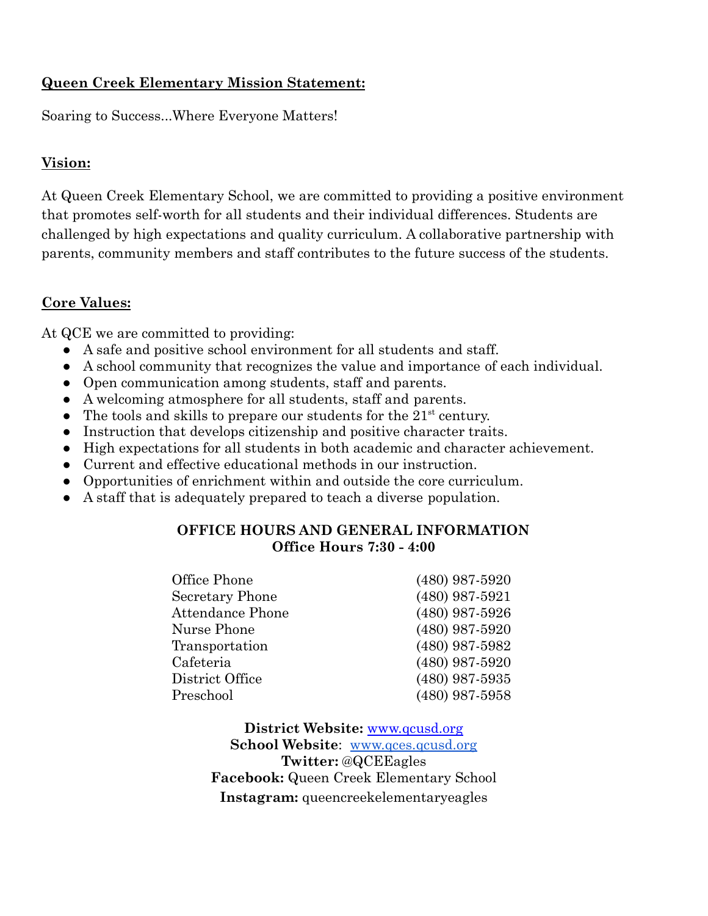**Queen Creek Elementary Mission Statement:**

Soaring to Success...Where Everyone Matters!

**Vision:**

At Queen Creek Elementary School, we are committed to providing a positive environment that promotes self-worth for all students and their individual differences. Students are challenged by high expectations and quality curriculum. A collaborative partnership with parents, community members and staff contributes to the future success of the students.

**Core Values:**

At QCE we are committed to providing:

- A safe and positive school environment for all students and staff.
- A school community that recognizes the value and importance of each individual.
- Open communication among students, staff and parents.
- A welcoming atmosphere for all students, staff and parents.
- The tools and skills to prepare our students for the 21st century.
- Instruction that develops citizenship and positive character traits.
- High expectations for all students in both academic and character achievement.
- Current and effective educational methods in our instruction.
- Opportunities of enrichment within and outside the core curriculum.
- A staff that is adequately prepared to teach a diverse population.

**OFFICE HOURS AND GENERAL INFORMATION**
**Office Hours 7:30 - 4:00**

| | |
|---|---|
| Office Phone | (480) 987-5920 |
| Secretary Phone | (480) 987-5921 |
| Attendance Phone | (480) 987-5926 |
| Nurse Phone | (480) 987-5920 |
| Transportation | (480) 987-5982 |
| Cafeteria | (480) 987-5920 |
| District Office | (480) 987-5935 |
| Preschool | (480) 987-5958 |

**District Website:** www.qcusd.org
**School Website**: www.qces.qcusd.org
**Twitter:** @QCEEagles
**Facebook:** Queen Creek Elementary School
**Instagram:** queencreekelementaryeagles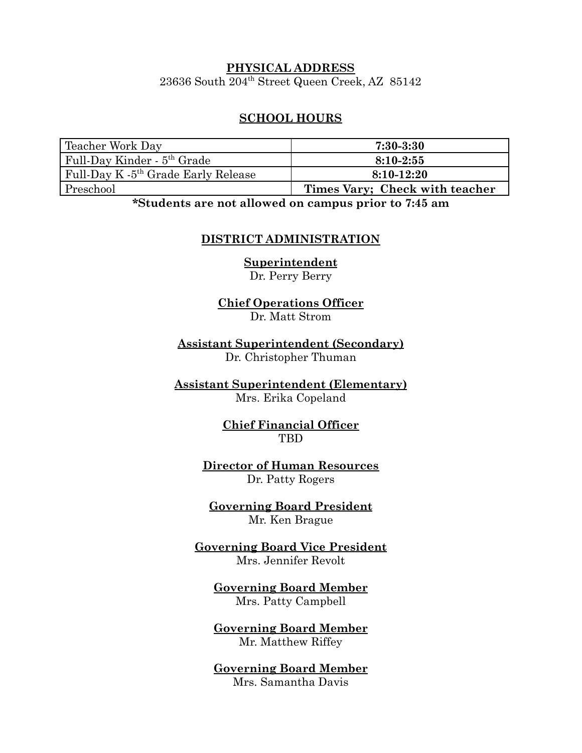## PHYSICAL ADDRESS

23636 South 204th Street Queen Creek, AZ 85142

## SCHOOL HOURS

| Teacher Work Day | **7:30-3:30** |
|---|---|
| Full-Day Kinder - 5th Grade | **8:10-2:55** |
| Full-Day K -5th Grade Early Release | **8:10-12:20** |
| Preschool | **Times Vary; Check with teacher** |

***Students are not allowed on campus prior to 7:45 am**

## DISTRICT ADMINISTRATION

**Superintendent**
Dr. Perry Berry

**Chief Operations Officer**
Dr. Matt Strom

**Assistant Superintendent (Secondary)**
Dr. Christopher Thuman

**Assistant Superintendent (Elementary)**
Mrs. Erika Copeland

**Chief Financial Officer**
TBD

**Director of Human Resources**
Dr. Patty Rogers

**Governing Board President**
Mr. Ken Brague

**Governing Board Vice President**
Mrs. Jennifer Revolt

**Governing Board Member**
Mrs. Patty Campbell

**Governing Board Member**
Mr. Matthew Riffey

**Governing Board Member**
Mrs. Samantha Davis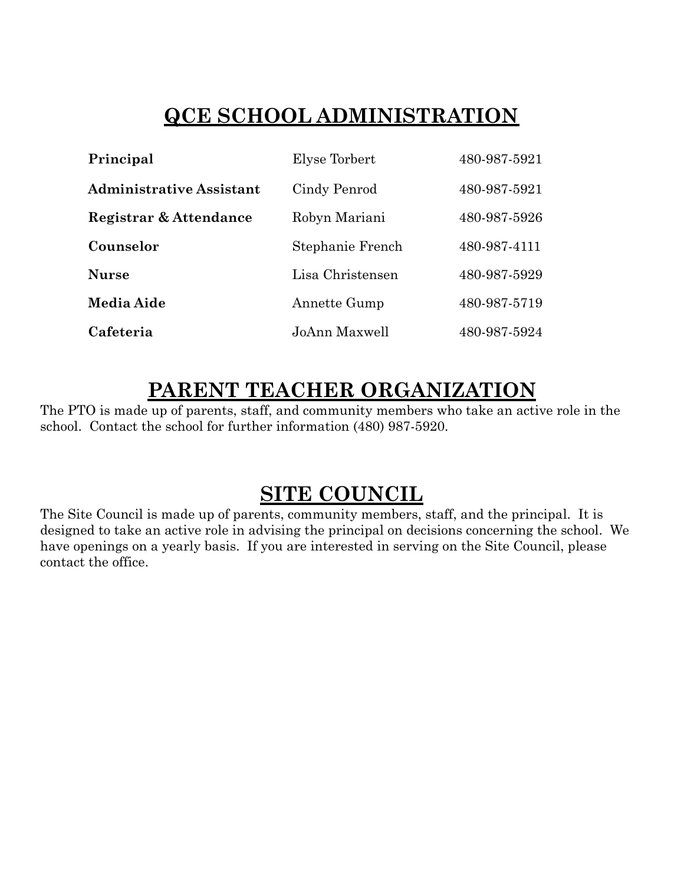# QCE SCHOOL ADMINISTRATION

| | | |
|---|---|---|
| **Principal** | Elyse Torbert | 480-987-5921 |
| **Administrative Assistant** | Cindy Penrod | 480-987-5921 |
| **Registrar & Attendance** | Robyn Mariani | 480-987-5926 |
| **Counselor** | Stephanie French | 480-987-4111 |
| **Nurse** | Lisa Christensen | 480-987-5929 |
| **Media Aide** | Annette Gump | 480-987-5719 |
| **Cafeteria** | JoAnn Maxwell | 480-987-5924 |

# PARENT TEACHER ORGANIZATION

The PTO is made up of parents, staff, and community members who take an active role in the school. Contact the school for further information (480) 987-5920.

# SITE COUNCIL

The Site Council is made up of parents, community members, staff, and the principal. It is designed to take an active role in advising the principal on decisions concerning the school. We have openings on a yearly basis. If you are interested in serving on the Site Council, please contact the office.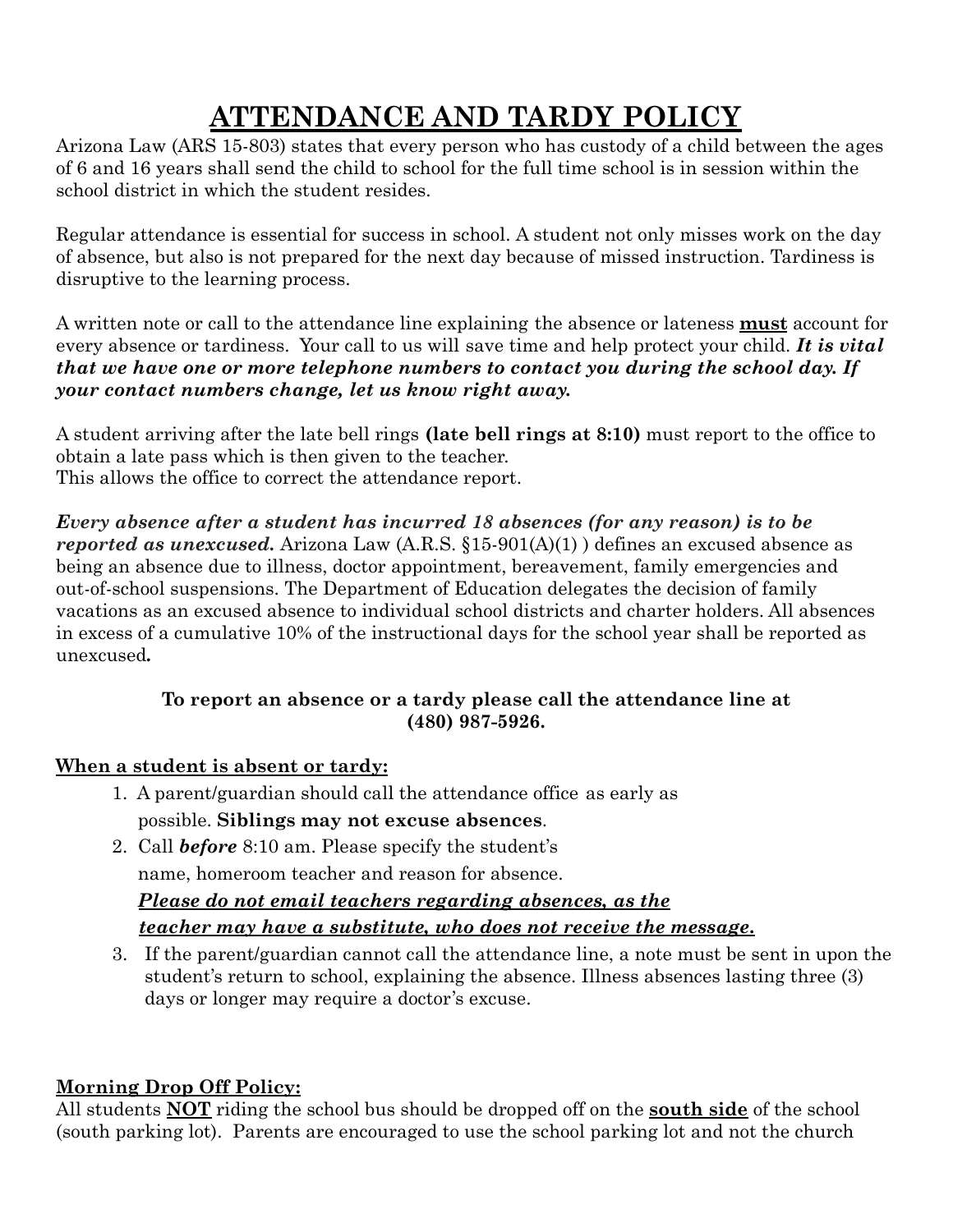# ATTENDANCE AND TARDY POLICY

Arizona Law (ARS 15-803) states that every person who has custody of a child between the ages of 6 and 16 years shall send the child to school for the full time school is in session within the school district in which the student resides.

Regular attendance is essential for success in school. A student not only misses work on the day of absence, but also is not prepared for the next day because of missed instruction. Tardiness is disruptive to the learning process.

A written note or call to the attendance line explaining the absence or lateness **must** account for every absence or tardiness. Your call to us will save time and help protect your child. ***It is vital that we have one or more telephone numbers to contact you during the school day. If your contact numbers change, let us know right away.***

A student arriving after the late bell rings **(late bell rings at 8:10)** must report to the office to obtain a late pass which is then given to the teacher.
This allows the office to correct the attendance report.

***Every absence after a student has incurred 18 absences (for any reason) is to be reported as unexcused.*** Arizona Law (A.R.S. §15-901(A)(1) ) defines an excused absence as being an absence due to illness, doctor appointment, bereavement, family emergencies and out-of-school suspensions. The Department of Education delegates the decision of family vacations as an excused absence to individual school districts and charter holders. All absences in excess of a cumulative 10% of the instructional days for the school year shall be reported as unexcused**.**

**To report an absence or a tardy please call the attendance line at (480) 987-5926.**

**When a student is absent or tardy:**

1. A parent/guardian should call the attendance office as early as possible. **Siblings may not excuse absences**.
2. Call ***before*** 8:10 am. Please specify the student's name, homeroom teacher and reason for absence.
   ***Please do not email teachers regarding absences, as the teacher may have a substitute, who does not receive the message.***
3. If the parent/guardian cannot call the attendance line, a note must be sent in upon the student's return to school, explaining the absence. Illness absences lasting three (3) days or longer may require a doctor's excuse.

**Morning Drop Off Policy:**

All students **NOT** riding the school bus should be dropped off on the **south side** of the school (south parking lot). Parents are encouraged to use the school parking lot and not the church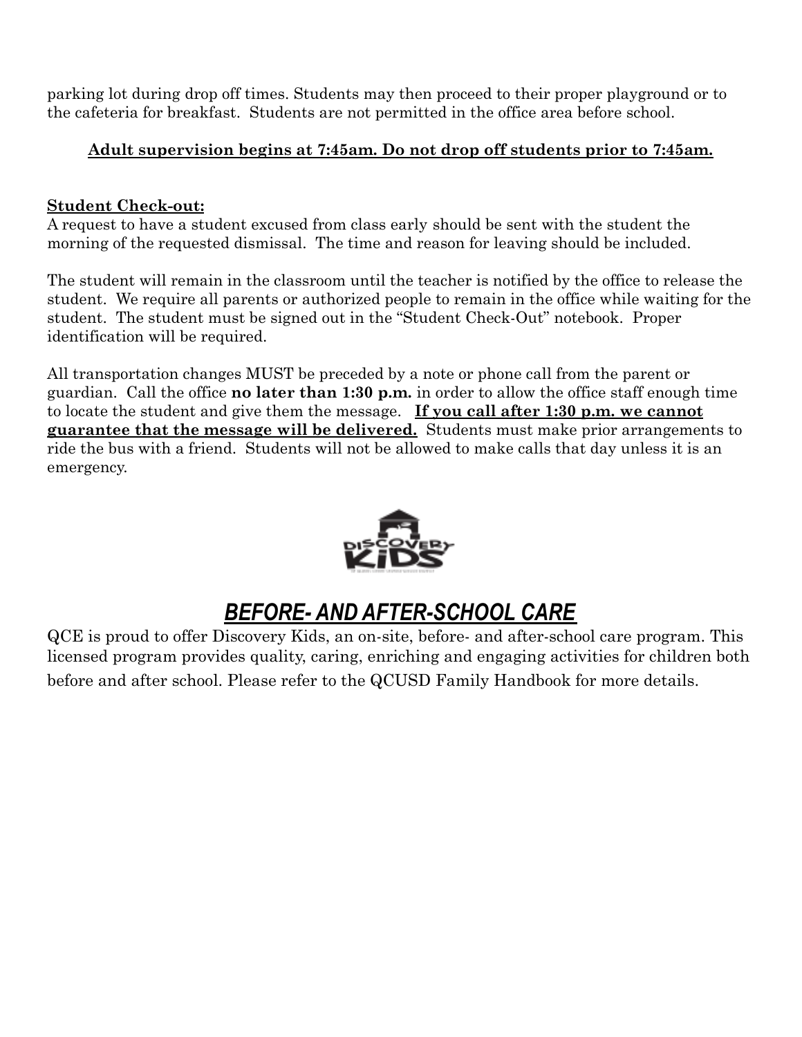parking lot during drop off times. Students may then proceed to their proper playground or to the cafeteria for breakfast. Students are not permitted in the office area before school.

**Adult supervision begins at 7:45am. Do not drop off students prior to 7:45am.**

**Student Check-out:**

A request to have a student excused from class early should be sent with the student the morning of the requested dismissal. The time and reason for leaving should be included.

The student will remain in the classroom until the teacher is notified by the office to release the student. We require all parents or authorized people to remain in the office while waiting for the student. The student must be signed out in the "Student Check-Out" notebook. Proper identification will be required.

All transportation changes MUST be preceded by a note or phone call from the parent or guardian. Call the office **no later than 1:30 p.m.** in order to allow the office staff enough time to locate the student and give them the message. **If you call after 1:30 p.m. we cannot guarantee that the message will be delivered.** Students must make prior arrangements to ride the bus with a friend. Students will not be allowed to make calls that day unless it is an emergency.

## *BEFORE- AND AFTER-SCHOOL CARE*

QCE is proud to offer Discovery Kids, an on-site, before- and after-school care program. This licensed program provides quality, caring, enriching and engaging activities for children both before and after school. Please refer to the QCUSD Family Handbook for more details.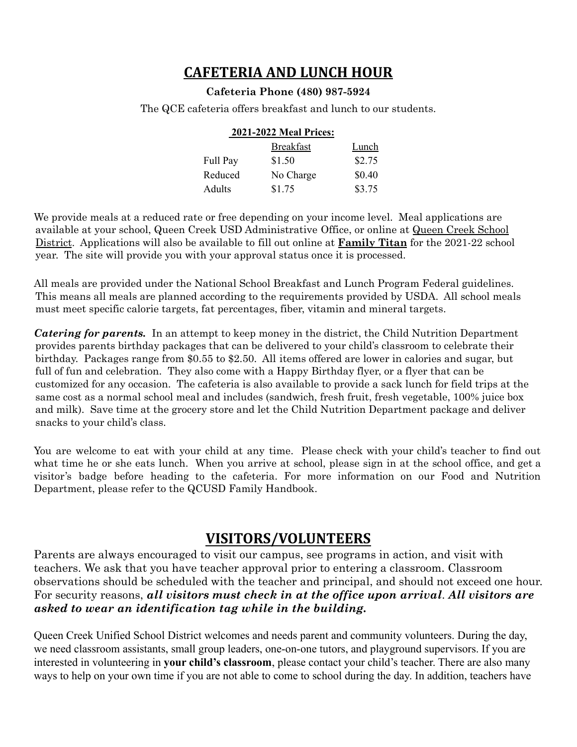# CAFETERIA AND LUNCH HOUR

**Cafeteria Phone (480) 987-5924**

The QCE cafeteria offers breakfast and lunch to our students.

**2021-2022 Meal Prices:**

| | Breakfast | Lunch |
|---|---|---|
| Full Pay | $1.50 | $2.75 |
| Reduced | No Charge | $0.40 |
| Adults | $1.75 | $3.75 |

We provide meals at a reduced rate or free depending on your income level. Meal applications are available at your school, Queen Creek USD Administrative Office, or online at Queen Creek School District. Applications will also be available to fill out online at **Family Titan** for the 2021-22 school year. The site will provide you with your approval status once it is processed.

All meals are provided under the National School Breakfast and Lunch Program Federal guidelines. This means all meals are planned according to the requirements provided by USDA. All school meals must meet specific calorie targets, fat percentages, fiber, vitamin and mineral targets.

***Catering for parents.*** In an attempt to keep money in the district, the Child Nutrition Department provides parents birthday packages that can be delivered to your child's classroom to celebrate their birthday. Packages range from $0.55 to $2.50. All items offered are lower in calories and sugar, but full of fun and celebration. They also come with a Happy Birthday flyer, or a flyer that can be customized for any occasion. The cafeteria is also available to provide a sack lunch for field trips at the same cost as a normal school meal and includes (sandwich, fresh fruit, fresh vegetable, 100% juice box and milk). Save time at the grocery store and let the Child Nutrition Department package and deliver snacks to your child's class.

You are welcome to eat with your child at any time. Please check with your child's teacher to find out what time he or she eats lunch. When you arrive at school, please sign in at the school office, and get a visitor's badge before heading to the cafeteria. For more information on our Food and Nutrition Department, please refer to the QCUSD Family Handbook.

# VISITORS/VOLUNTEERS

Parents are always encouraged to visit our campus, see programs in action, and visit with teachers. We ask that you have teacher approval prior to entering a classroom. Classroom observations should be scheduled with the teacher and principal, and should not exceed one hour. For security reasons, ***all visitors must check in at the office upon arrival***. ***All visitors are asked to wear an identification tag while in the building.***

Queen Creek Unified School District welcomes and needs parent and community volunteers. During the day, we need classroom assistants, small group leaders, one-on-one tutors, and playground supervisors. If you are interested in volunteering in **your child's classroom**, please contact your child's teacher. There are also many ways to help on your own time if you are not able to come to school during the day. In addition, teachers have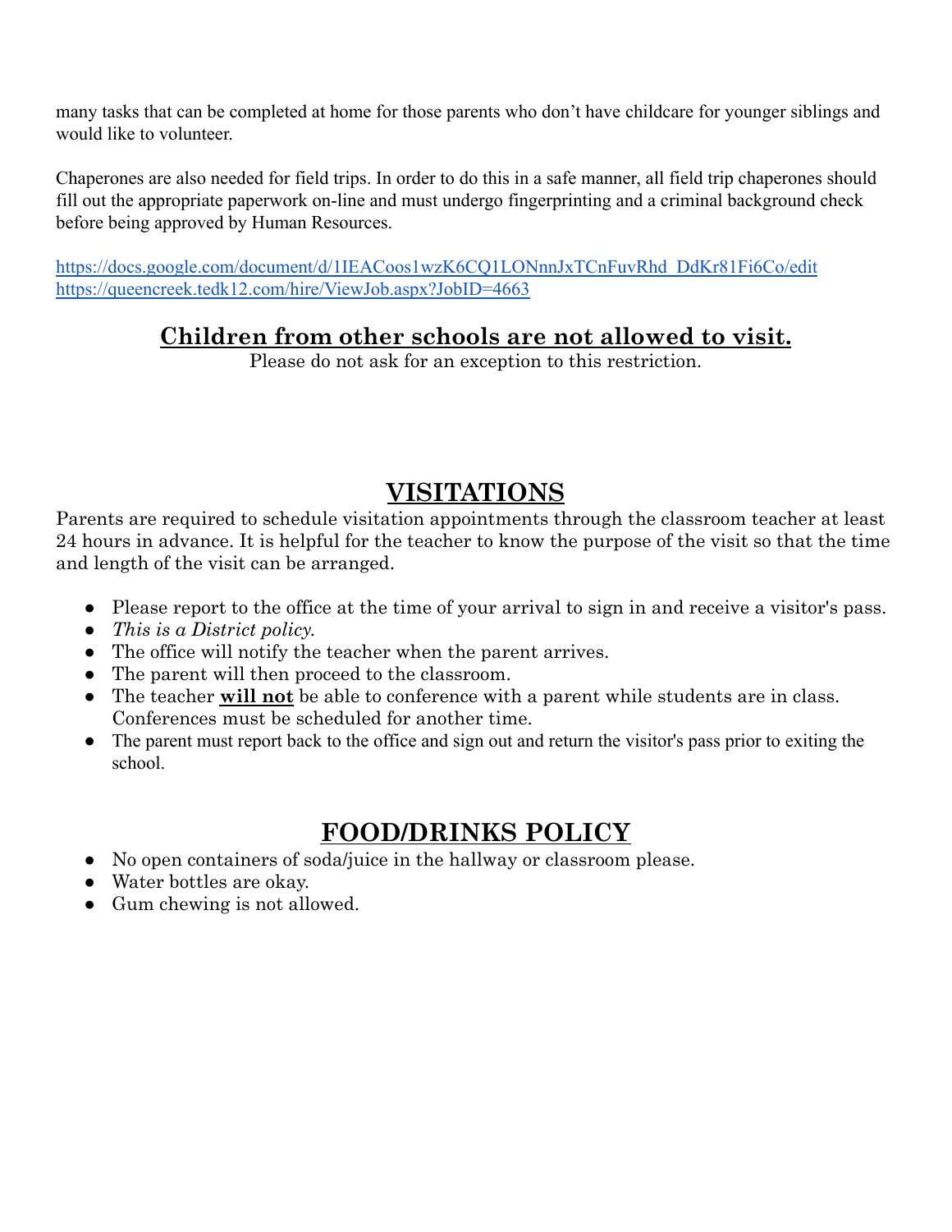many tasks that can be completed at home for those parents who don't have childcare for younger siblings and would like to volunteer.

Chaperones are also needed for field trips. In order to do this in a safe manner, all field trip chaperones should fill out the appropriate paperwork on-line and must undergo fingerprinting and a criminal background check before being approved by Human Resources.

https://docs.google.com/document/d/1IEACoos1wzK6CQ1LONnnJxTCnFuvRhd_DdKr81Fi6Co/edit
https://queencreek.tedk12.com/hire/ViewJob.aspx?JobID=4663

<u>**Children from other schools are not allowed to visit.**</u>

Please do not ask for an exception to this restriction.

## VISITATIONS

Parents are required to schedule visitation appointments through the classroom teacher at least 24 hours in advance. It is helpful for the teacher to know the purpose of the visit so that the time and length of the visit can be arranged.

- Please report to the office at the time of your arrival to sign in and receive a visitor's pass.
- *This is a District policy.*
- The office will notify the teacher when the parent arrives.
- The parent will then proceed to the classroom.
- The teacher <u>**will not**</u> be able to conference with a parent while students are in class. Conferences must be scheduled for another time.
- The parent must report back to the office and sign out and return the visitor's pass prior to exiting the school.

## FOOD/DRINKS POLICY

- No open containers of soda/juice in the hallway or classroom please.
- Water bottles are okay.
- Gum chewing is not allowed.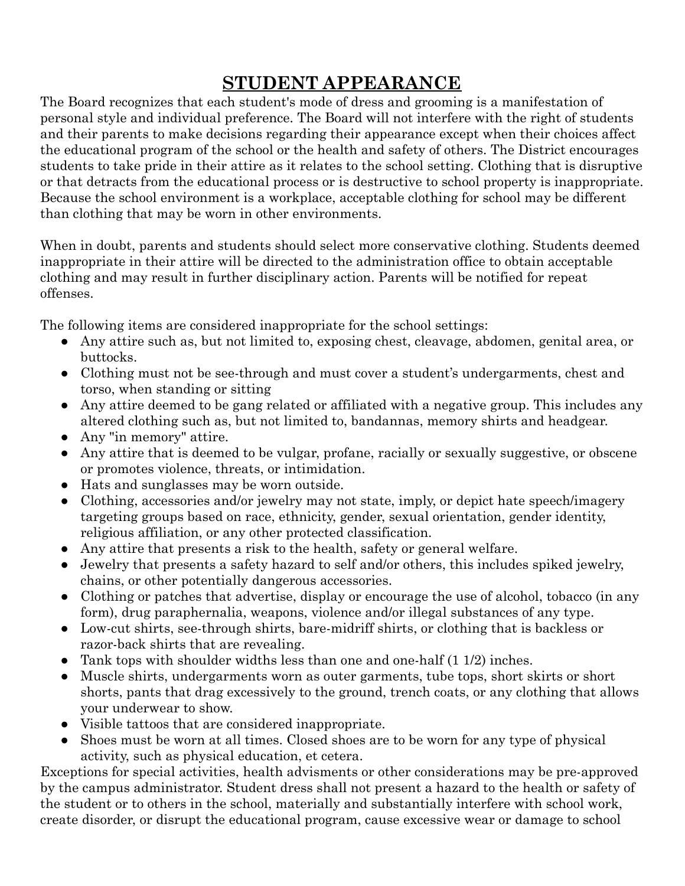# STUDENT APPEARANCE

The Board recognizes that each student's mode of dress and grooming is a manifestation of personal style and individual preference. The Board will not interfere with the right of students and their parents to make decisions regarding their appearance except when their choices affect the educational program of the school or the health and safety of others. The District encourages students to take pride in their attire as it relates to the school setting. Clothing that is disruptive or that detracts from the educational process or is destructive to school property is inappropriate. Because the school environment is a workplace, acceptable clothing for school may be different than clothing that may be worn in other environments.

When in doubt, parents and students should select more conservative clothing. Students deemed inappropriate in their attire will be directed to the administration office to obtain acceptable clothing and may result in further disciplinary action. Parents will be notified for repeat offenses.

The following items are considered inappropriate for the school settings:

- Any attire such as, but not limited to, exposing chest, cleavage, abdomen, genital area, or buttocks.
- Clothing must not be see-through and must cover a student's undergarments, chest and torso, when standing or sitting
- Any attire deemed to be gang related or affiliated with a negative group. This includes any altered clothing such as, but not limited to, bandannas, memory shirts and headgear.
- Any "in memory" attire.
- Any attire that is deemed to be vulgar, profane, racially or sexually suggestive, or obscene or promotes violence, threats, or intimidation.
- Hats and sunglasses may be worn outside.
- Clothing, accessories and/or jewelry may not state, imply, or depict hate speech/imagery targeting groups based on race, ethnicity, gender, sexual orientation, gender identity, religious affiliation, or any other protected classification.
- Any attire that presents a risk to the health, safety or general welfare.
- Jewelry that presents a safety hazard to self and/or others, this includes spiked jewelry, chains, or other potentially dangerous accessories.
- Clothing or patches that advertise, display or encourage the use of alcohol, tobacco (in any form), drug paraphernalia, weapons, violence and/or illegal substances of any type.
- Low-cut shirts, see-through shirts, bare-midriff shirts, or clothing that is backless or razor-back shirts that are revealing.
- Tank tops with shoulder widths less than one and one-half (1 1/2) inches.
- Muscle shirts, undergarments worn as outer garments, tube tops, short skirts or short shorts, pants that drag excessively to the ground, trench coats, or any clothing that allows your underwear to show.
- Visible tattoos that are considered inappropriate.
- Shoes must be worn at all times. Closed shoes are to be worn for any type of physical activity, such as physical education, et cetera.

Exceptions for special activities, health advisments or other considerations may be pre-approved by the campus administrator. Student dress shall not present a hazard to the health or safety of the student or to others in the school, materially and substantially interfere with school work, create disorder, or disrupt the educational program, cause excessive wear or damage to school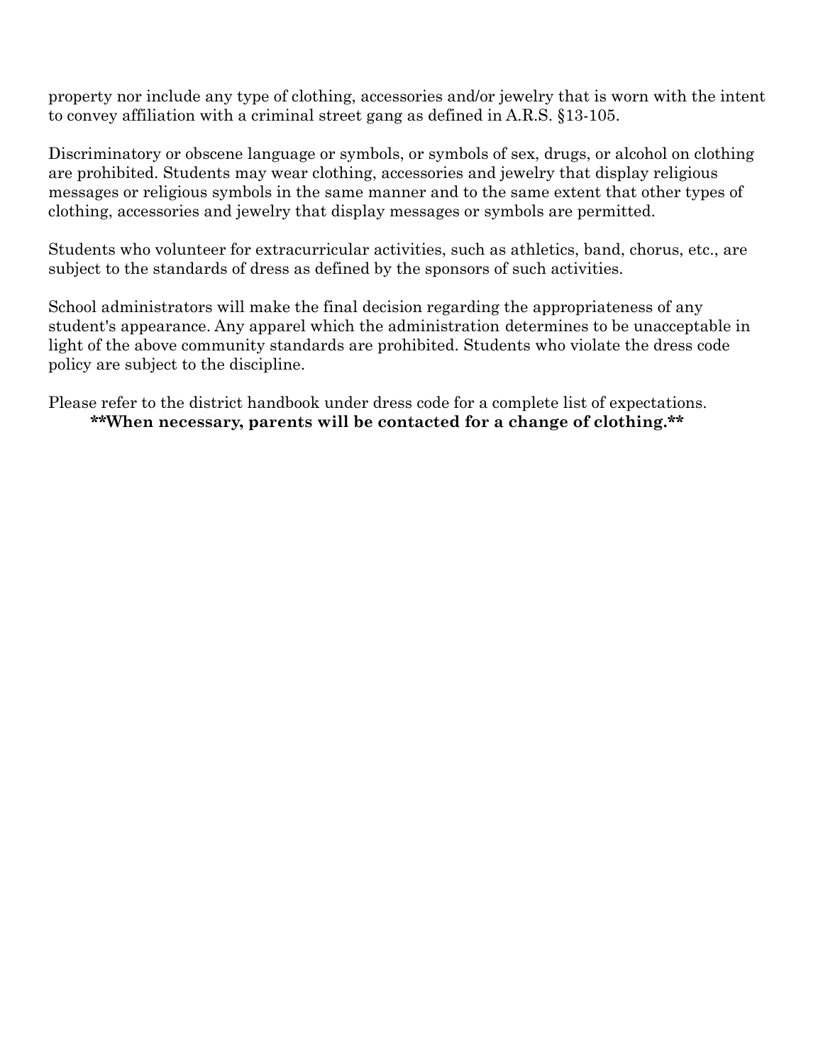property nor include any type of clothing, accessories and/or jewelry that is worn with the intent to convey affiliation with a criminal street gang as defined in A.R.S. §13-105.

Discriminatory or obscene language or symbols, or symbols of sex, drugs, or alcohol on clothing are prohibited. Students may wear clothing, accessories and jewelry that display religious messages or religious symbols in the same manner and to the same extent that other types of clothing, accessories and jewelry that display messages or symbols are permitted.

Students who volunteer for extracurricular activities, such as athletics, band, chorus, etc., are subject to the standards of dress as defined by the sponsors of such activities.

School administrators will make the final decision regarding the appropriateness of any student's appearance. Any apparel which the administration determines to be unacceptable in light of the above community standards are prohibited. Students who violate the dress code policy are subject to the discipline.

Please refer to the district handbook under dress code for a complete list of expectations.

**\*\*When necessary, parents will be contacted for a change of clothing.\*\***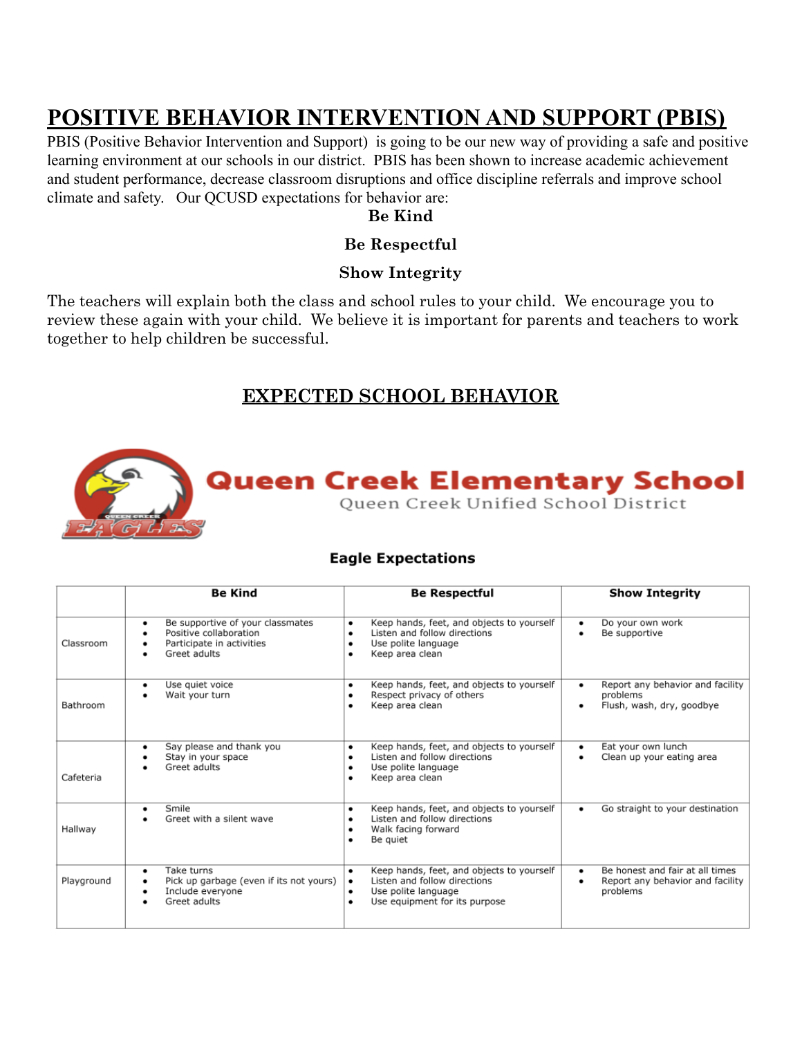# POSITIVE BEHAVIOR INTERVENTION AND SUPPORT (PBIS)

PBIS (Positive Behavior Intervention and Support) is going to be our new way of providing a safe and positive learning environment at our schools in our district. PBIS has been shown to increase academic achievement and student performance, decrease classroom disruptions and office discipline referrals and improve school climate and safety. Our QCUSD expectations for behavior are:

**Be Kind**

**Be Respectful**

**Show Integrity**

The teachers will explain both the class and school rules to your child. We encourage you to review these again with your child. We believe it is important for parents and teachers to work together to help children be successful.

## EXPECTED SCHOOL BEHAVIOR

**Queen Creek Elementary School**

Queen Creek Unified School District

**Eagle Expectations**

| | Be Kind | Be Respectful | Show Integrity |
|---|---|---|---|
| Classroom | • Be supportive of your classmates<br>• Positive collaboration<br>• Participate in activities<br>• Greet adults | • Keep hands, feet, and objects to yourself<br>• Listen and follow directions<br>• Use polite language<br>• Keep area clean | • Do your own work<br>• Be supportive |
| Bathroom | • Use quiet voice<br>• Wait your turn | • Keep hands, feet, and objects to yourself<br>• Respect privacy of others<br>• Keep area clean | • Report any behavior and facility problems<br>• Flush, wash, dry, goodbye |
| Cafeteria | • Say please and thank you<br>• Stay in your space<br>• Greet adults | • Keep hands, feet, and objects to yourself<br>• Listen and follow directions<br>• Use polite language<br>• Keep area clean | • Eat your own lunch<br>• Clean up your eating area |
| Hallway | • Smile<br>• Greet with a silent wave | • Keep hands, feet, and objects to yourself<br>• Listen and follow directions<br>• Walk facing forward<br>• Be quiet | • Go straight to your destination |
| Playground | • Take turns<br>• Pick up garbage (even if its not yours)<br>• Include everyone<br>• Greet adults | • Keep hands, feet, and objects to yourself<br>• Listen and follow directions<br>• Use polite language<br>• Use equipment for its purpose | • Be honest and fair at all times<br>• Report any behavior and facility problems |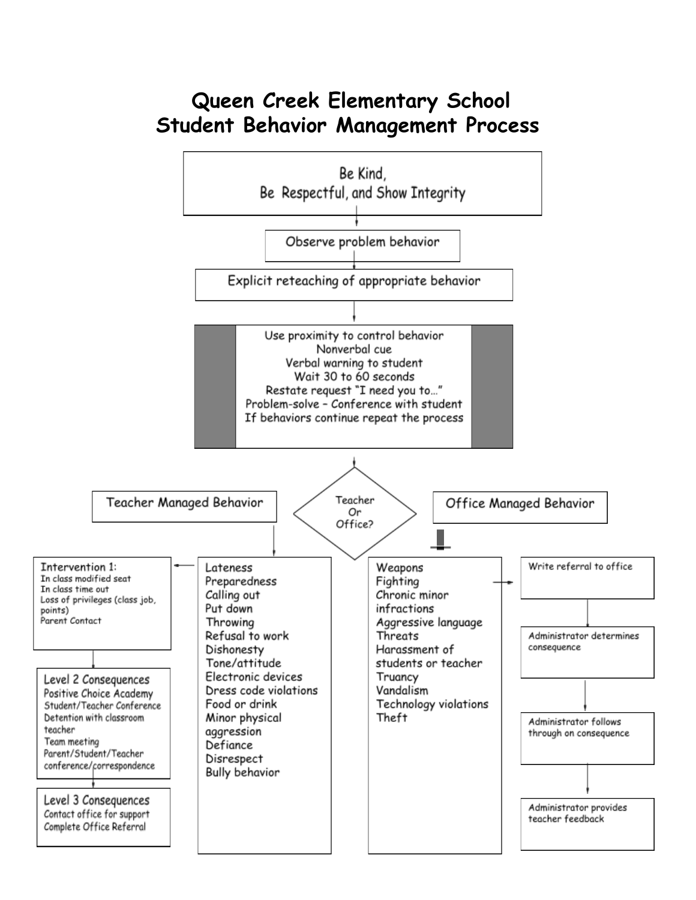# Queen Creek Elementary School
# Student Behavior Management Process

**Be Kind, Be Respectful, and Show Integrity**

↓

Observe problem behavior

↓

Explicit reteaching of appropriate behavior

↓

- Use proximity to control behavior
- Nonverbal cue
- Verbal warning to student
- Wait 30 to 60 seconds
- Restate request "I need you to…"
- Problem-solve – Conference with student
- If behaviors continue repeat the process

↓

**Teacher Or Office?**

## Teacher Managed Behavior

- Lateness
- Preparedness
- Calling out
- Put down
- Throwing
- Refusal to work
- Dishonesty
- Tone/attitude
- Electronic devices
- Dress code violations
- Food or drink
- Minor physical aggression
- Defiance
- Disrespect
- Bully behavior

**Intervention 1:**
- In class modified seat
- In class time out
- Loss of privileges (class job, points)
- Parent Contact

↓

**Level 2 Consequences**
- Positive Choice Academy
- Student/Teacher Conference
- Detention with classroom teacher
- Team meeting
- Parent/Student/Teacher conference/correspondence

↓

**Level 3 Consequences**
- Contact office for support
- Complete Office Referral

## Office Managed Behavior

- Weapons
- Fighting
- Chronic minor infractions
- Aggressive language
- Threats
- Harassment of students or teacher
- Truancy
- Vandalism
- Technology violations
- Theft

Write referral to office

↓

Administrator determines consequence

↓

Administrator follows through on consequence

↓

Administrator provides teacher feedback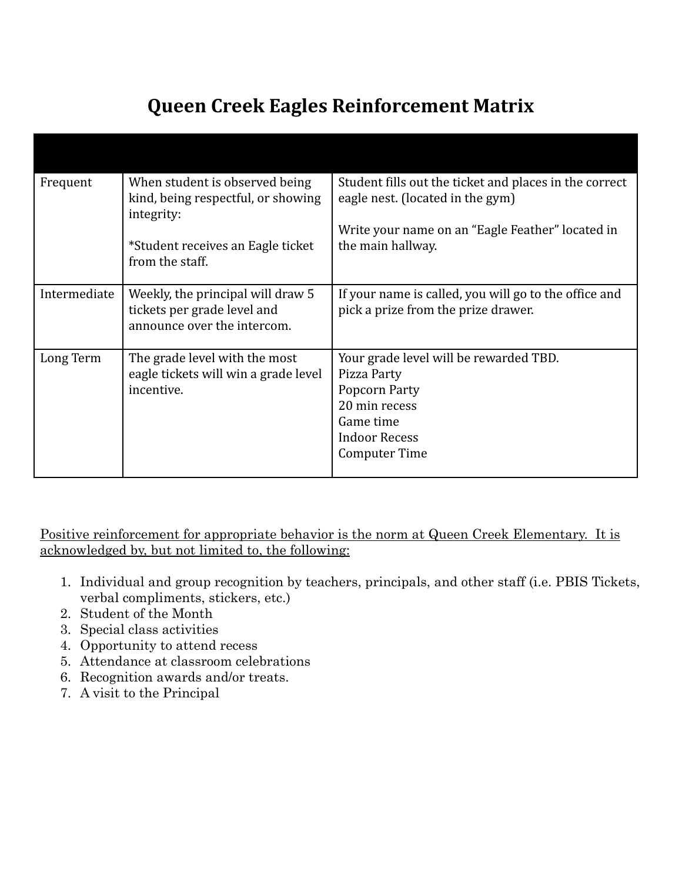# Queen Creek Eagles Reinforcement Matrix

| | | |
|---|---|---|
| Frequent | When student is observed being kind, being respectful, or showing integrity:<br><br>*Student receives an Eagle ticket from the staff. | Student fills out the ticket and places in the correct eagle nest. (located in the gym)<br><br>Write your name on an "Eagle Feather" located in the main hallway. |
| Intermediate | Weekly, the principal will draw 5 tickets per grade level and announce over the intercom. | If your name is called, you will go to the office and pick a prize from the prize drawer. |
| Long Term | The grade level with the most eagle tickets will win a grade level incentive. | Your grade level will be rewarded TBD.<br>Pizza Party<br>Popcorn Party<br>20 min recess<br>Game time<br>Indoor Recess<br>Computer Time |

<u>Positive reinforcement for appropriate behavior is the norm at Queen Creek Elementary. It is acknowledged by, but not limited to, the following:</u>

1. Individual and group recognition by teachers, principals, and other staff (i.e. PBIS Tickets, verbal compliments, stickers, etc.)
2. Student of the Month
3. Special class activities
4. Opportunity to attend recess
5. Attendance at classroom celebrations
6. Recognition awards and/or treats.
7. A visit to the Principal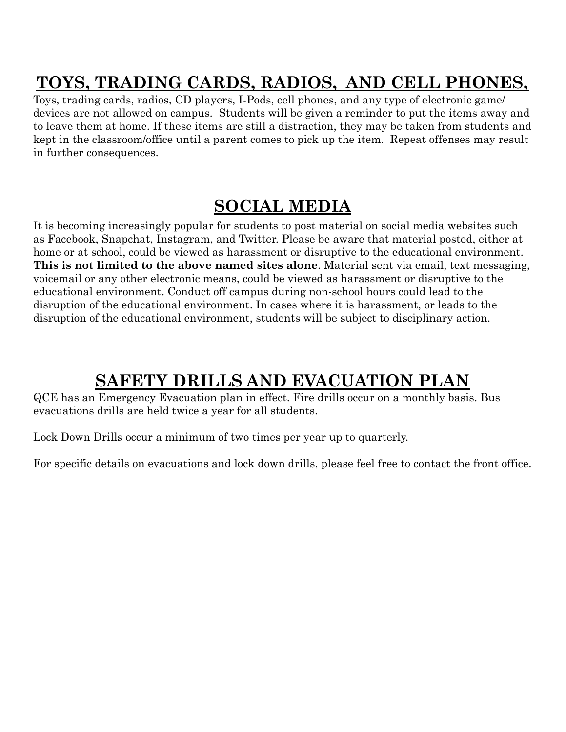## TOYS, TRADING CARDS, RADIOS, AND CELL PHONES,

Toys, trading cards, radios, CD players, I-Pods, cell phones, and any type of electronic game/ devices are not allowed on campus. Students will be given a reminder to put the items away and to leave them at home. If these items are still a distraction, they may be taken from students and kept in the classroom/office until a parent comes to pick up the item. Repeat offenses may result in further consequences.

## SOCIAL MEDIA

It is becoming increasingly popular for students to post material on social media websites such as Facebook, Snapchat, Instagram, and Twitter. Please be aware that material posted, either at home or at school, could be viewed as harassment or disruptive to the educational environment. **This is not limited to the above named sites alone**. Material sent via email, text messaging, voicemail or any other electronic means, could be viewed as harassment or disruptive to the educational environment. Conduct off campus during non-school hours could lead to the disruption of the educational environment. In cases where it is harassment, or leads to the disruption of the educational environment, students will be subject to disciplinary action.

## SAFETY DRILLS AND EVACUATION PLAN

QCE has an Emergency Evacuation plan in effect. Fire drills occur on a monthly basis. Bus evacuations drills are held twice a year for all students.

Lock Down Drills occur a minimum of two times per year up to quarterly.

For specific details on evacuations and lock down drills, please feel free to contact the front office.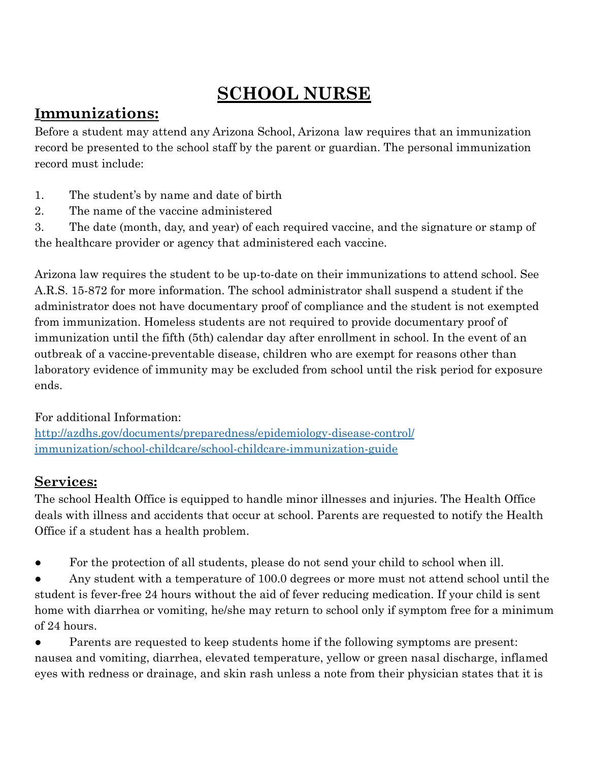# SCHOOL NURSE

## Immunizations:

Before a student may attend any Arizona School, Arizona law requires that an immunization record be presented to the school staff by the parent or guardian. The personal immunization record must include:

1. The student's by name and date of birth
2. The name of the vaccine administered
3. The date (month, day, and year) of each required vaccine, and the signature or stamp of the healthcare provider or agency that administered each vaccine.

Arizona law requires the student to be up-to-date on their immunizations to attend school. See A.R.S. 15-872 for more information. The school administrator shall suspend a student if the administrator does not have documentary proof of compliance and the student is not exempted from immunization. Homeless students are not required to provide documentary proof of immunization until the fifth (5th) calendar day after enrollment in school. In the event of an outbreak of a vaccine-preventable disease, children who are exempt for reasons other than laboratory evidence of immunity may be excluded from school until the risk period for exposure ends.

For additional Information:
[http://azdhs.gov/documents/preparedness/epidemiology-disease-control/immunization/school-childcare/school-childcare-immunization-guide](http://azdhs.gov/documents/preparedness/epidemiology-disease-control/immunization/school-childcare/school-childcare-immunization-guide)

## Services:

The school Health Office is equipped to handle minor illnesses and injuries. The Health Office deals with illness and accidents that occur at school. Parents are requested to notify the Health Office if a student has a health problem.

- For the protection of all students, please do not send your child to school when ill.
- Any student with a temperature of 100.0 degrees or more must not attend school until the student is fever-free 24 hours without the aid of fever reducing medication. If your child is sent home with diarrhea or vomiting, he/she may return to school only if symptom free for a minimum of 24 hours.
- Parents are requested to keep students home if the following symptoms are present: nausea and vomiting, diarrhea, elevated temperature, yellow or green nasal discharge, inflamed eyes with redness or drainage, and skin rash unless a note from their physician states that it is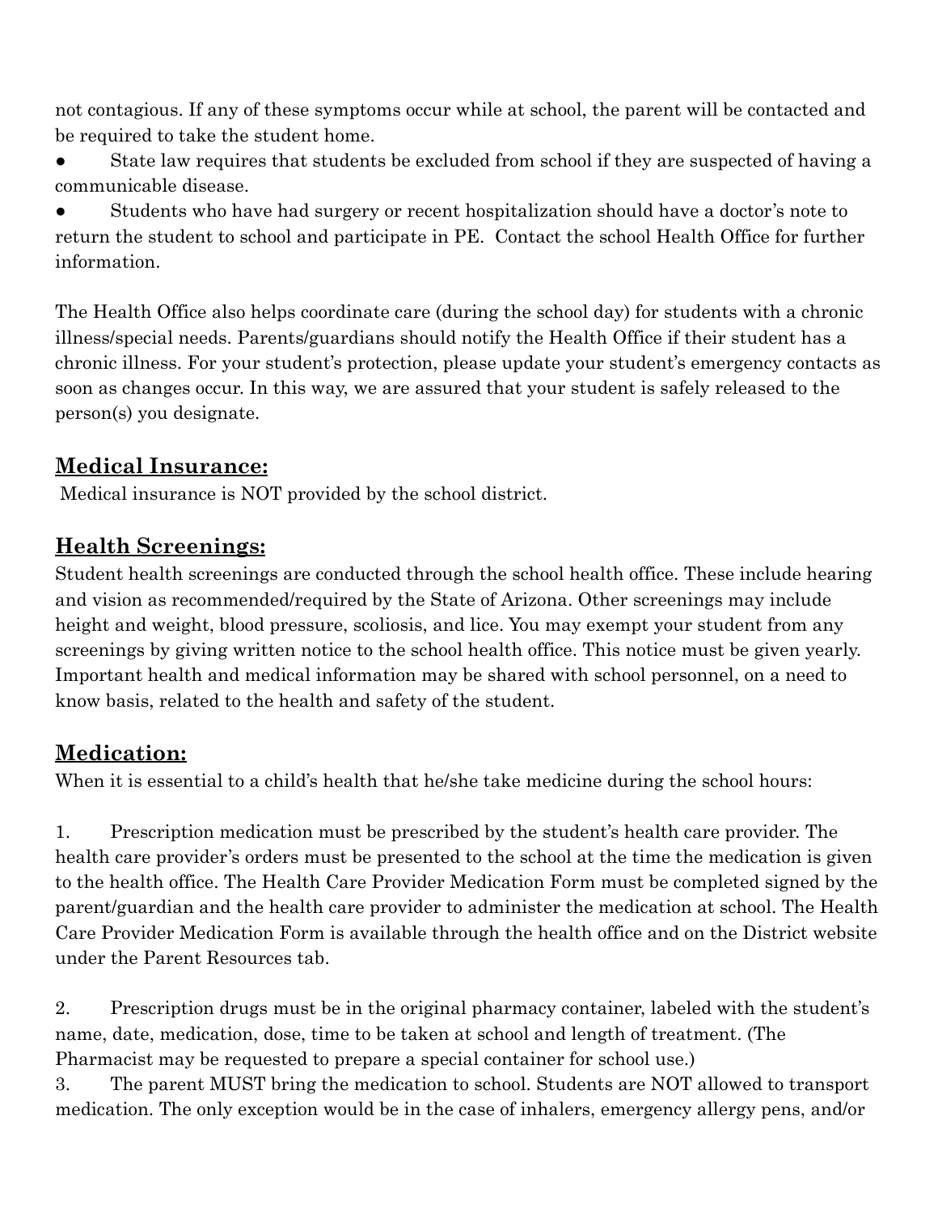not contagious. If any of these symptoms occur while at school, the parent will be contacted and be required to take the student home.

- State law requires that students be excluded from school if they are suspected of having a communicable disease.
- Students who have had surgery or recent hospitalization should have a doctor's note to return the student to school and participate in PE. Contact the school Health Office for further information.

The Health Office also helps coordinate care (during the school day) for students with a chronic illness/special needs. Parents/guardians should notify the Health Office if their student has a chronic illness. For your student's protection, please update your student's emergency contacts as soon as changes occur. In this way, we are assured that your student is safely released to the person(s) you designate.

## Medical Insurance:

Medical insurance is NOT provided by the school district.

## Health Screenings:

Student health screenings are conducted through the school health office. These include hearing and vision as recommended/required by the State of Arizona. Other screenings may include height and weight, blood pressure, scoliosis, and lice. You may exempt your student from any screenings by giving written notice to the school health office. This notice must be given yearly. Important health and medical information may be shared with school personnel, on a need to know basis, related to the health and safety of the student.

## Medication:

When it is essential to a child's health that he/she take medicine during the school hours:

1. Prescription medication must be prescribed by the student's health care provider. The health care provider's orders must be presented to the school at the time the medication is given to the health office. The Health Care Provider Medication Form must be completed signed by the parent/guardian and the health care provider to administer the medication at school. The Health Care Provider Medication Form is available through the health office and on the District website under the Parent Resources tab.

2. Prescription drugs must be in the original pharmacy container, labeled with the student's name, date, medication, dose, time to be taken at school and length of treatment. (The Pharmacist may be requested to prepare a special container for school use.)

3. The parent MUST bring the medication to school. Students are NOT allowed to transport medication. The only exception would be in the case of inhalers, emergency allergy pens, and/or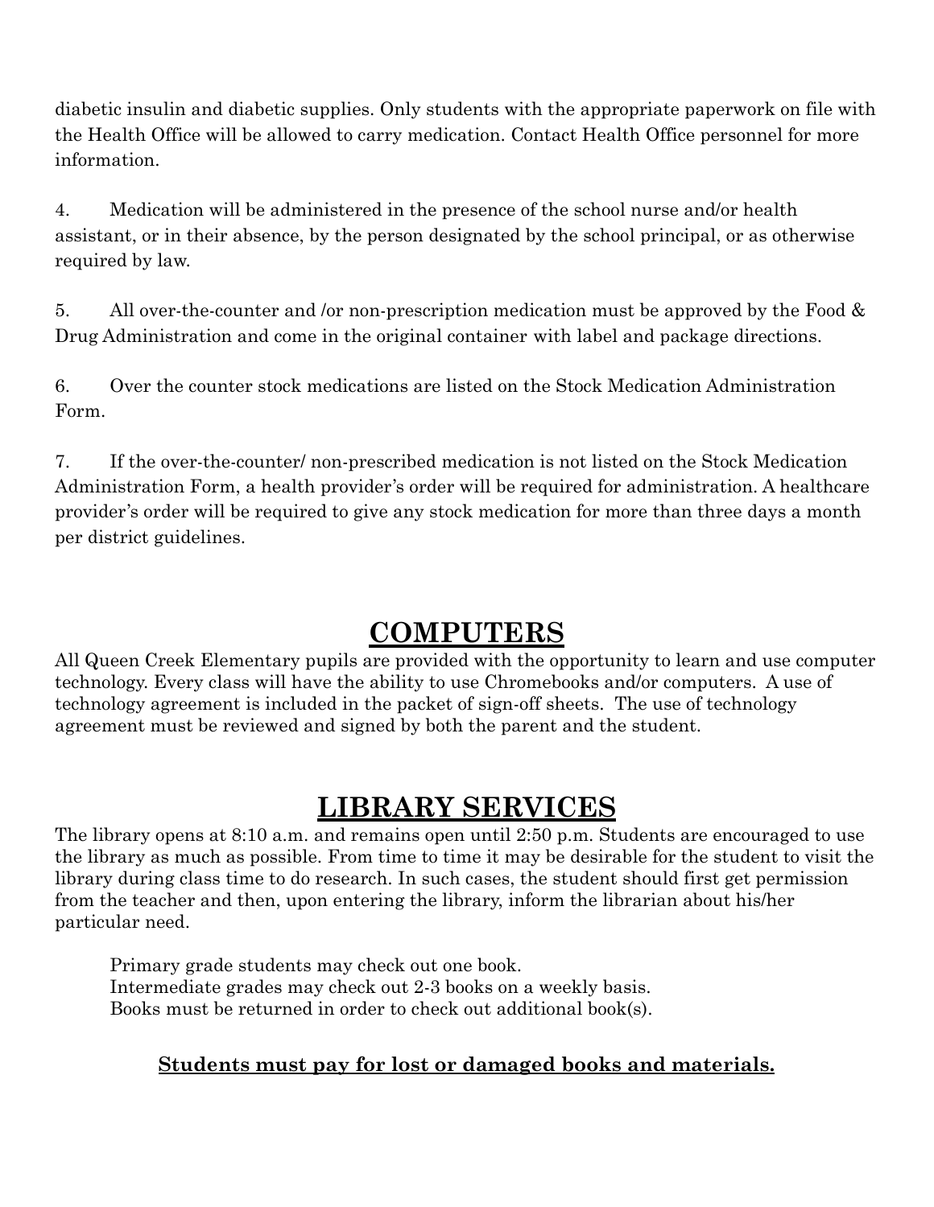diabetic insulin and diabetic supplies. Only students with the appropriate paperwork on file with the Health Office will be allowed to carry medication. Contact Health Office personnel for more information.

4. Medication will be administered in the presence of the school nurse and/or health assistant, or in their absence, by the person designated by the school principal, or as otherwise required by law.

5. All over-the-counter and /or non-prescription medication must be approved by the Food & Drug Administration and come in the original container with label and package directions.

6. Over the counter stock medications are listed on the Stock Medication Administration Form.

7. If the over-the-counter/ non-prescribed medication is not listed on the Stock Medication Administration Form, a health provider's order will be required for administration. A healthcare provider's order will be required to give any stock medication for more than three days a month per district guidelines.

# COMPUTERS

All Queen Creek Elementary pupils are provided with the opportunity to learn and use computer technology. Every class will have the ability to use Chromebooks and/or computers. A use of technology agreement is included in the packet of sign-off sheets. The use of technology agreement must be reviewed and signed by both the parent and the student.

# LIBRARY SERVICES

The library opens at 8:10 a.m. and remains open until 2:50 p.m. Students are encouraged to use the library as much as possible. From time to time it may be desirable for the student to visit the library during class time to do research. In such cases, the student should first get permission from the teacher and then, upon entering the library, inform the librarian about his/her particular need.

Primary grade students may check out one book.
Intermediate grades may check out 2-3 books on a weekly basis.
Books must be returned in order to check out additional book(s).

**Students must pay for lost or damaged books and materials.**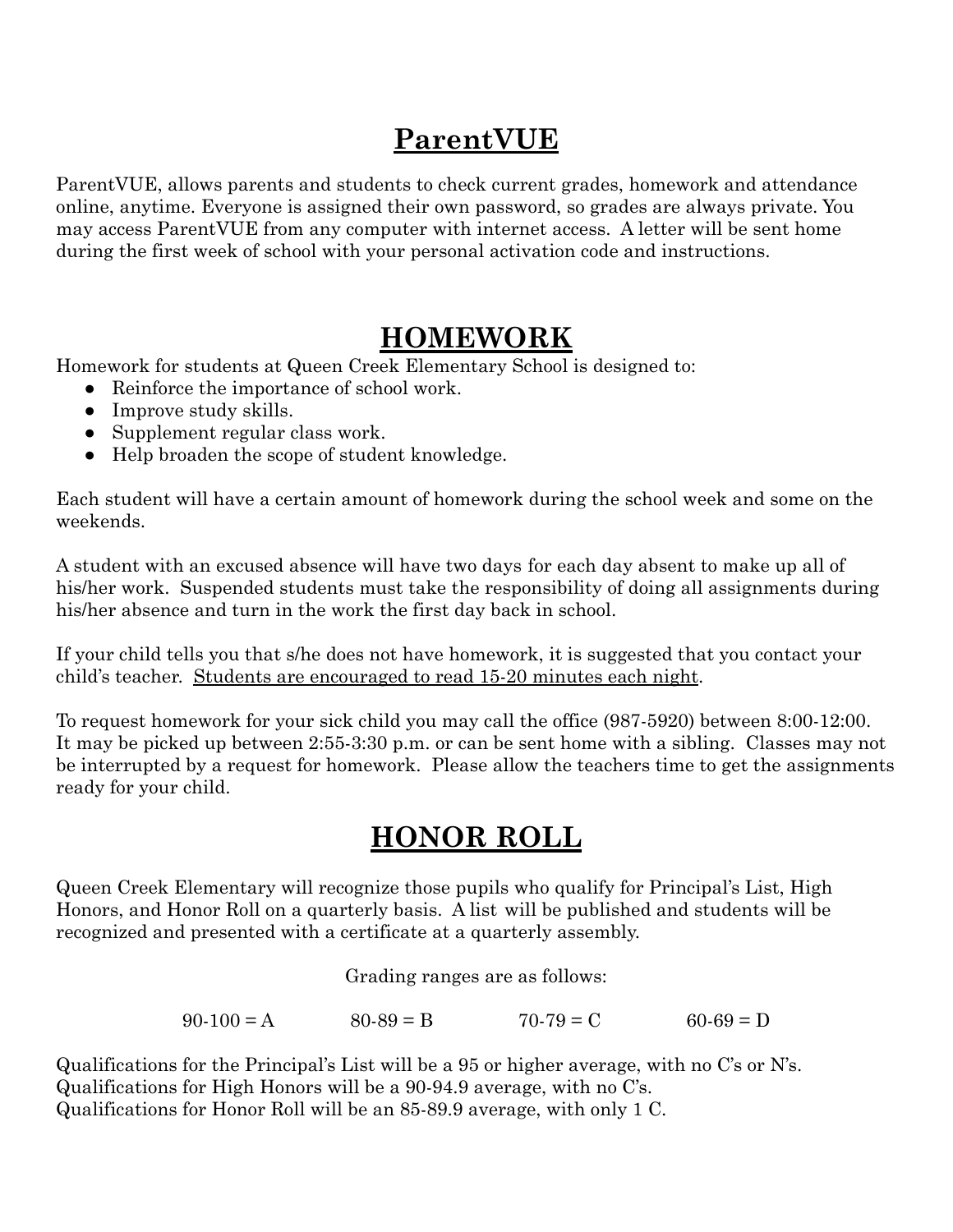## ParentVUE

ParentVUE, allows parents and students to check current grades, homework and attendance online, anytime. Everyone is assigned their own password, so grades are always private. You may access ParentVUE from any computer with internet access. A letter will be sent home during the first week of school with your personal activation code and instructions.

## HOMEWORK

Homework for students at Queen Creek Elementary School is designed to:

- Reinforce the importance of school work.
- Improve study skills.
- Supplement regular class work.
- Help broaden the scope of student knowledge.

Each student will have a certain amount of homework during the school week and some on the weekends.

A student with an excused absence will have two days for each day absent to make up all of his/her work. Suspended students must take the responsibility of doing all assignments during his/her absence and turn in the work the first day back in school.

If your child tells you that s/he does not have homework, it is suggested that you contact your child's teacher. <u>Students are encouraged to read 15-20 minutes each night</u>.

To request homework for your sick child you may call the office (987-5920) between 8:00-12:00. It may be picked up between 2:55-3:30 p.m. or can be sent home with a sibling. Classes may not be interrupted by a request for homework. Please allow the teachers time to get the assignments ready for your child.

## HONOR ROLL

Queen Creek Elementary will recognize those pupils who qualify for Principal's List, High Honors, and Honor Roll on a quarterly basis. A list will be published and students will be recognized and presented with a certificate at a quarterly assembly.

Grading ranges are as follows:

90-100 = A    80-89 = B    70-79 = C    60-69 = D

Qualifications for the Principal's List will be a 95 or higher average, with no C's or N's.
Qualifications for High Honors will be a 90-94.9 average, with no C's.
Qualifications for Honor Roll will be an 85-89.9 average, with only 1 C.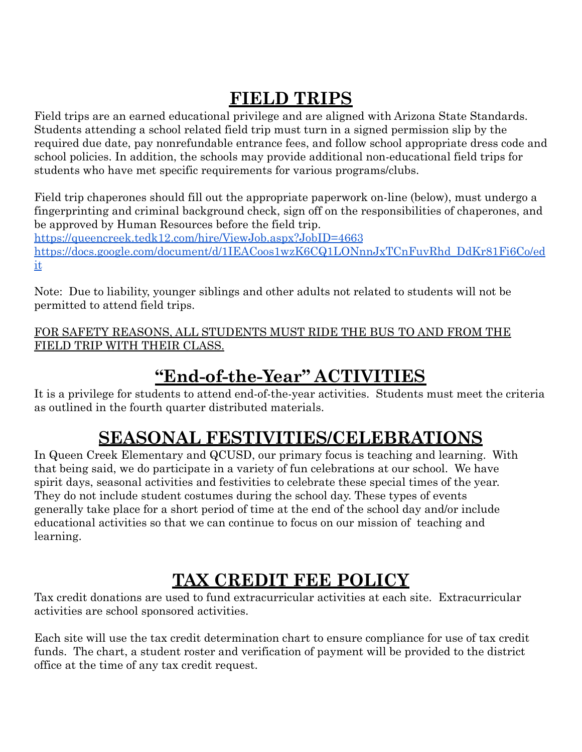# FIELD TRIPS

Field trips are an earned educational privilege and are aligned with Arizona State Standards. Students attending a school related field trip must turn in a signed permission slip by the required due date, pay nonrefundable entrance fees, and follow school appropriate dress code and school policies. In addition, the schools may provide additional non-educational field trips for students who have met specific requirements for various programs/clubs.

Field trip chaperones should fill out the appropriate paperwork on-line (below), must undergo a fingerprinting and criminal background check, sign off on the responsibilities of chaperones, and be approved by Human Resources before the field trip.
https://queencreek.tedk12.com/hire/ViewJob.aspx?JobID=4663
https://docs.google.com/document/d/1IEACoos1wzK6CQ1LONnnJxTCnFuvRhd_DdKr81Fi6Co/edit

Note: Due to liability, younger siblings and other adults not related to students will not be permitted to attend field trips.

FOR SAFETY REASONS, ALL STUDENTS MUST RIDE THE BUS TO AND FROM THE FIELD TRIP WITH THEIR CLASS.

# "End-of-the-Year" ACTIVITIES

It is a privilege for students to attend end-of-the-year activities. Students must meet the criteria as outlined in the fourth quarter distributed materials.

# SEASONAL FESTIVITIES/CELEBRATIONS

In Queen Creek Elementary and QCUSD, our primary focus is teaching and learning. With that being said, we do participate in a variety of fun celebrations at our school. We have spirit days, seasonal activities and festivities to celebrate these special times of the year. They do not include student costumes during the school day. These types of events generally take place for a short period of time at the end of the school day and/or include educational activities so that we can continue to focus on our mission of teaching and learning.

# TAX CREDIT FEE POLICY

Tax credit donations are used to fund extracurricular activities at each site. Extracurricular activities are school sponsored activities.

Each site will use the tax credit determination chart to ensure compliance for use of tax credit funds. The chart, a student roster and verification of payment will be provided to the district office at the time of any tax credit request.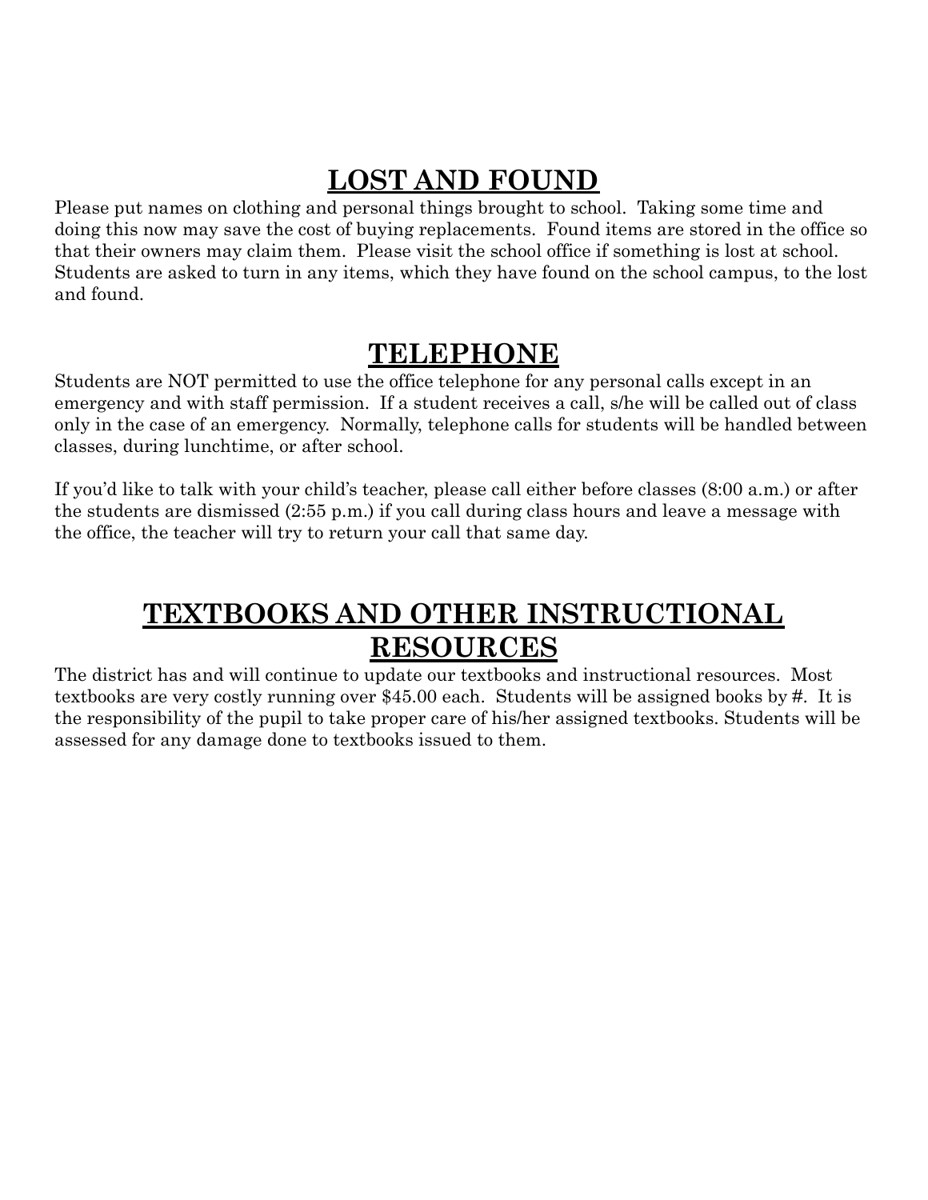# LOST AND FOUND

Please put names on clothing and personal things brought to school. Taking some time and doing this now may save the cost of buying replacements. Found items are stored in the office so that their owners may claim them. Please visit the school office if something is lost at school. Students are asked to turn in any items, which they have found on the school campus, to the lost and found.

# TELEPHONE

Students are NOT permitted to use the office telephone for any personal calls except in an emergency and with staff permission. If a student receives a call, s/he will be called out of class only in the case of an emergency. Normally, telephone calls for students will be handled between classes, during lunchtime, or after school.

If you'd like to talk with your child's teacher, please call either before classes (8:00 a.m.) or after the students are dismissed (2:55 p.m.) if you call during class hours and leave a message with the office, the teacher will try to return your call that same day.

# TEXTBOOKS AND OTHER INSTRUCTIONAL RESOURCES

The district has and will continue to update our textbooks and instructional resources. Most textbooks are very costly running over $45.00 each. Students will be assigned books by #. It is the responsibility of the pupil to take proper care of his/her assigned textbooks. Students will be assessed for any damage done to textbooks issued to them.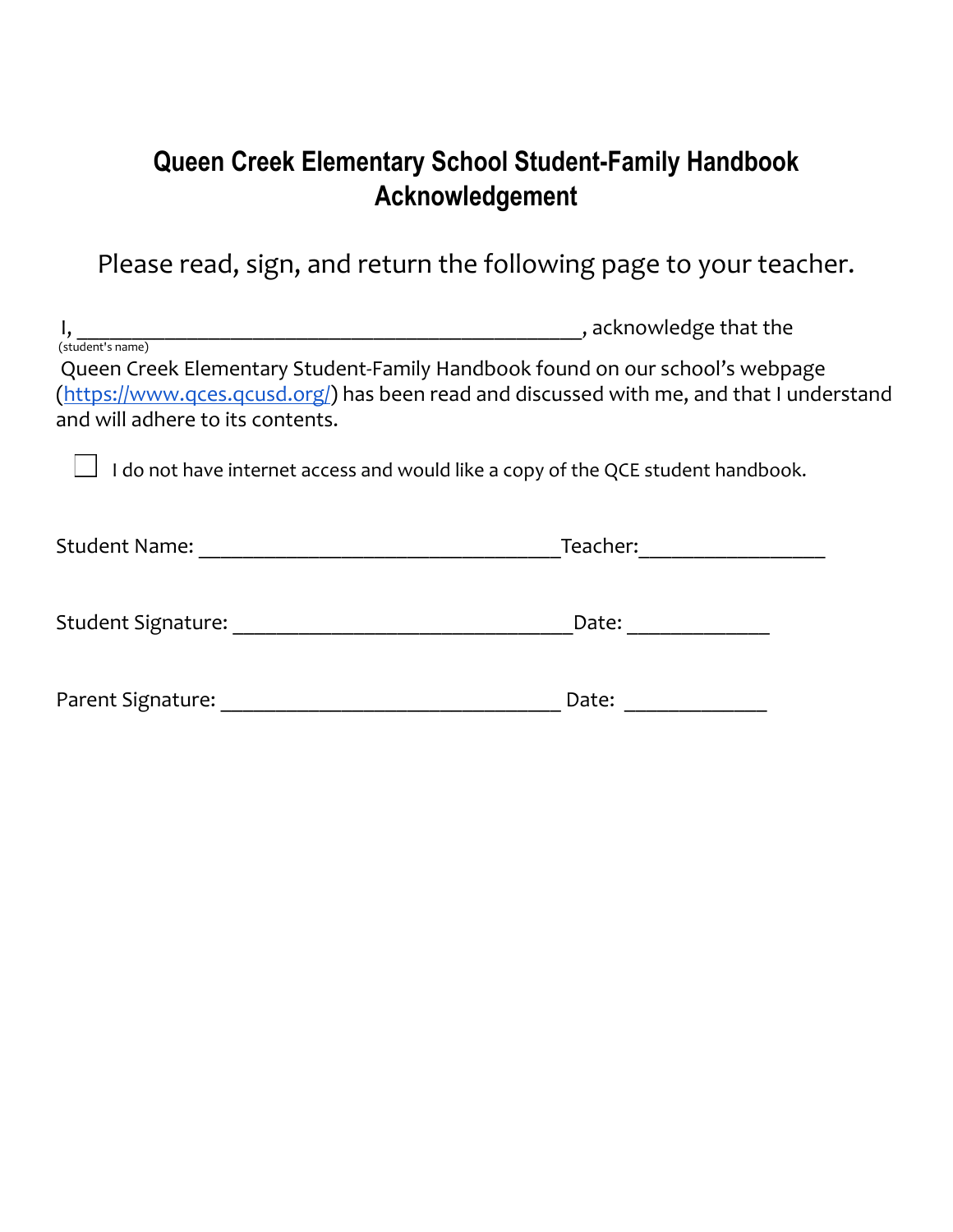# Queen Creek Elementary School Student-Family Handbook Acknowledgement

Please read, sign, and return the following page to your teacher.

I, _______________________________________________, acknowledge that the
(student's name)
Queen Creek Elementary Student-Family Handbook found on our school's webpage (https://www.qces.qcusd.org/) has been read and discussed with me, and that I understand and will adhere to its contents.

☐ I do not have internet access and would like a copy of the QCE student handbook.

Student Name: __________________________________Teacher:_________________

Student Signature: ________________________________Date: _____________

Parent Signature: ________________________________ Date: _____________